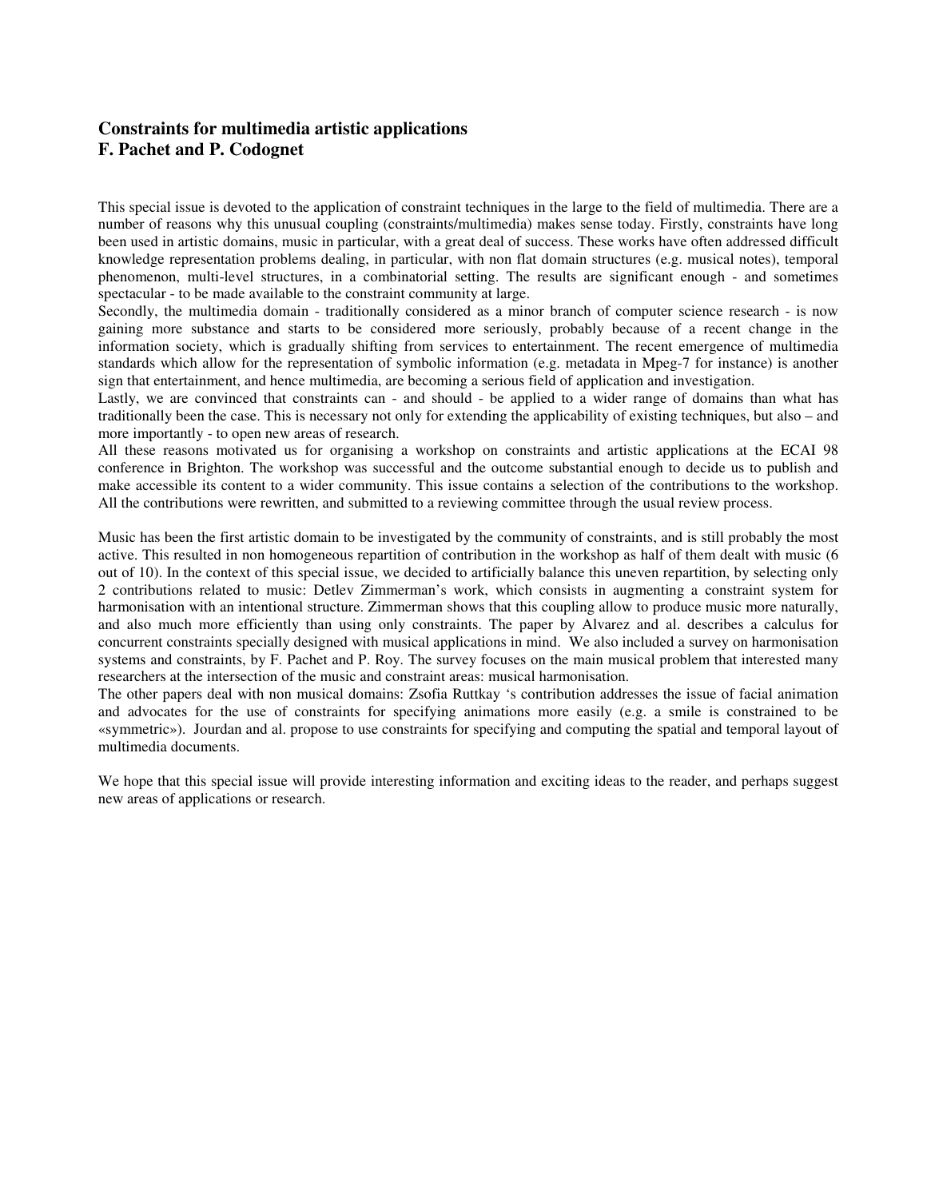# Constraints for multimedia artistic applications
**F. Pachet and P. Codognet**

This special issue is devoted to the application of constraint techniques in the large to the field of multimedia. There are a number of reasons why this unusual coupling (constraints/multimedia) makes sense today. Firstly, constraints have long been used in artistic domains, music in particular, with a great deal of success. These works have often addressed difficult knowledge representation problems dealing, in particular, with non flat domain structures (e.g. musical notes), temporal phenomenon, multi-level structures, in a combinatorial setting. The results are significant enough - and sometimes spectacular - to be made available to the constraint community at large.

Secondly, the multimedia domain - traditionally considered as a minor branch of computer science research - is now gaining more substance and starts to be considered more seriously, probably because of a recent change in the information society, which is gradually shifting from services to entertainment. The recent emergence of multimedia standards which allow for the representation of symbolic information (e.g. metadata in Mpeg-7 for instance) is another sign that entertainment, and hence multimedia, are becoming a serious field of application and investigation.

Lastly, we are convinced that constraints can - and should - be applied to a wider range of domains than what has traditionally been the case. This is necessary not only for extending the applicability of existing techniques, but also – and more importantly - to open new areas of research.

All these reasons motivated us for organising a workshop on constraints and artistic applications at the ECAI 98 conference in Brighton. The workshop was successful and the outcome substantial enough to decide us to publish and make accessible its content to a wider community. This issue contains a selection of the contributions to the workshop. All the contributions were rewritten, and submitted to a reviewing committee through the usual review process.

Music has been the first artistic domain to be investigated by the community of constraints, and is still probably the most active. This resulted in non homogeneous repartition of contribution in the workshop as half of them dealt with music (6 out of 10). In the context of this special issue, we decided to artificially balance this uneven repartition, by selecting only 2 contributions related to music: Detlev Zimmerman's work, which consists in augmenting a constraint system for harmonisation with an intentional structure. Zimmerman shows that this coupling allow to produce music more naturally, and also much more efficiently than using only constraints. The paper by Alvarez and al. describes a calculus for concurrent constraints specially designed with musical applications in mind. We also included a survey on harmonisation systems and constraints, by F. Pachet and P. Roy. The survey focuses on the main musical problem that interested many researchers at the intersection of the music and constraint areas: musical harmonisation.

The other papers deal with non musical domains: Zsofia Ruttkay 's contribution addresses the issue of facial animation and advocates for the use of constraints for specifying animations more easily (e.g. a smile is constrained to be «symmetric»). Jourdan and al. propose to use constraints for specifying and computing the spatial and temporal layout of multimedia documents.

We hope that this special issue will provide interesting information and exciting ideas to the reader, and perhaps suggest new areas of applications or research.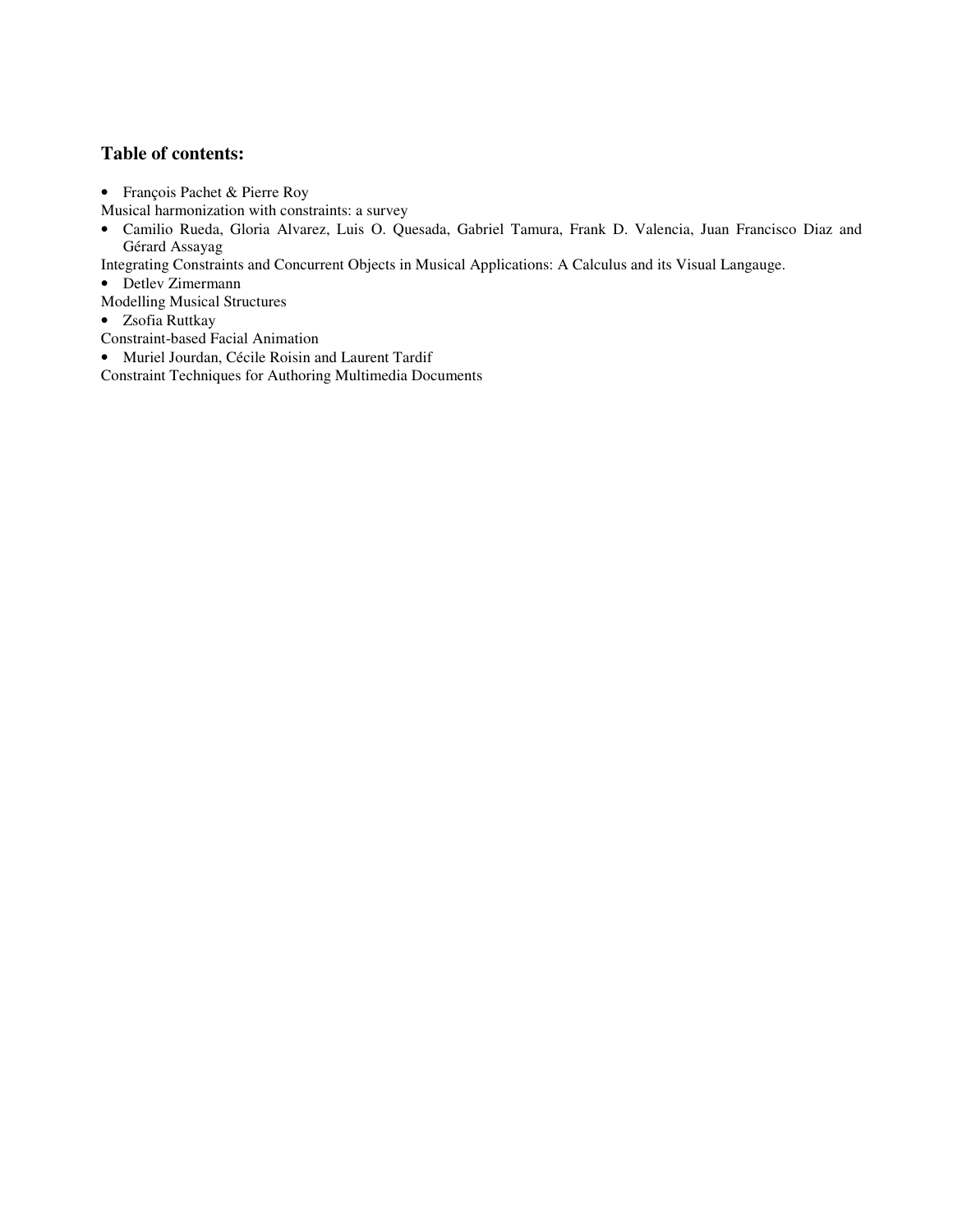### Table of contents:

- François Pachet & Pierre Roy

Musical harmonization with constraints: a survey

- Camilio Rueda, Gloria Alvarez, Luis O. Quesada, Gabriel Tamura, Frank D. Valencia, Juan Francisco Diaz and Gérard Assayag

Integrating Constraints and Concurrent Objects in Musical Applications: A Calculus and its Visual Langauge.

- Detlev Zimermann

Modelling Musical Structures

- Zsofia Ruttkay

Constraint-based Facial Animation

- Muriel Jourdan, Cécile Roisin and Laurent Tardif

Constraint Techniques for Authoring Multimedia Documents